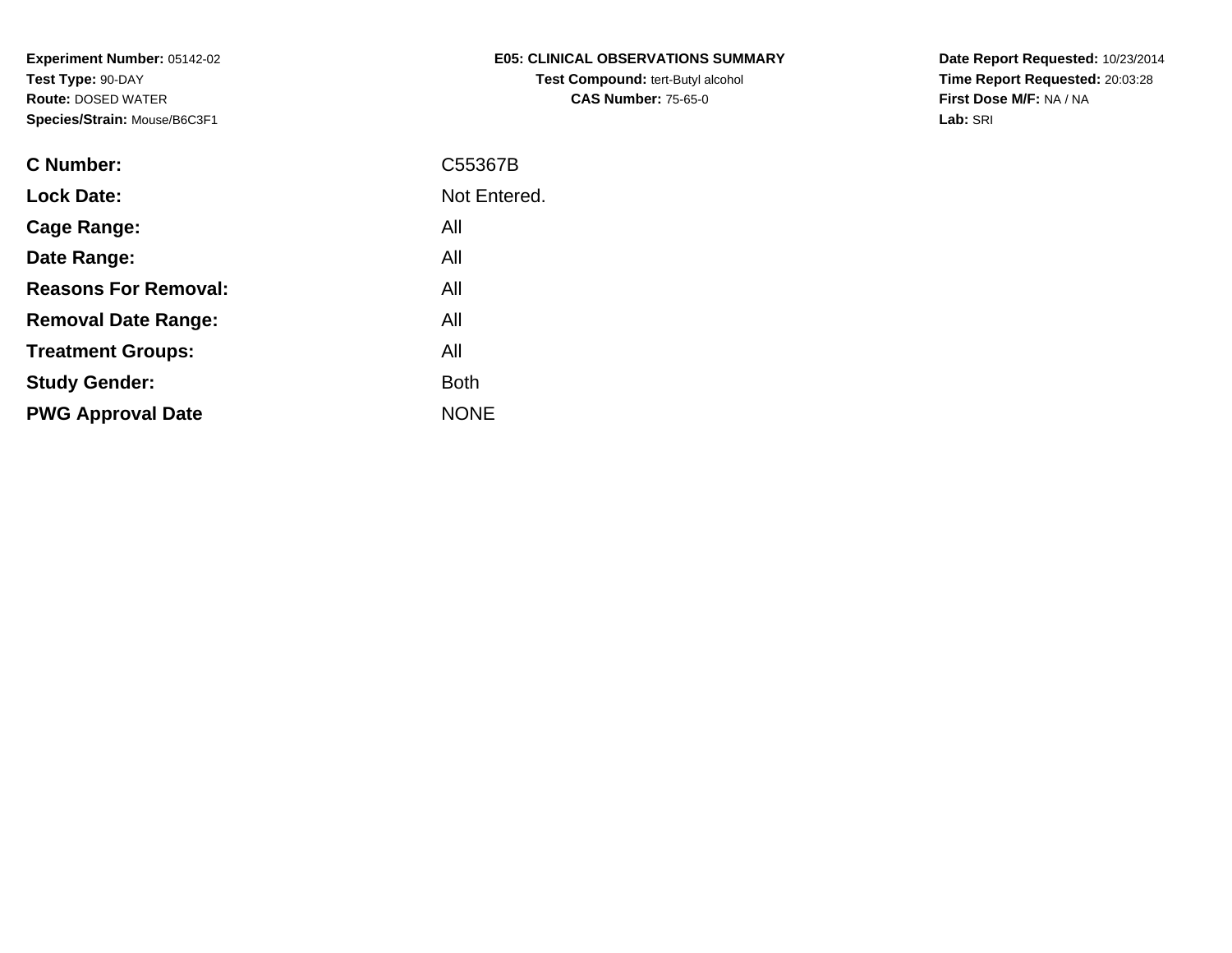**Experiment Number:** 05142-02
**Test Type:** 90-DAY
**Route:** DOSED WATER
**Species/Strain:** Mouse/B6C3F1

**E05: CLINICAL OBSERVATIONS SUMMARY**
**Test Compound:** tert-Butyl alcohol
**CAS Number:** 75-65-0

**Date Report Requested:** 10/23/2014
**Time Report Requested:** 20:03:28
**First Dose M/F:** NA / NA
**Lab:** SRI

| | |
|---|---|
| **C Number:** | C55367B |
| **Lock Date:** | Not Entered. |
| **Cage Range:** | All |
| **Date Range:** | All |
| **Reasons For Removal:** | All |
| **Removal Date Range:** | All |
| **Treatment Groups:** | All |
| **Study Gender:** | Both |
| **PWG Approval Date** | NONE |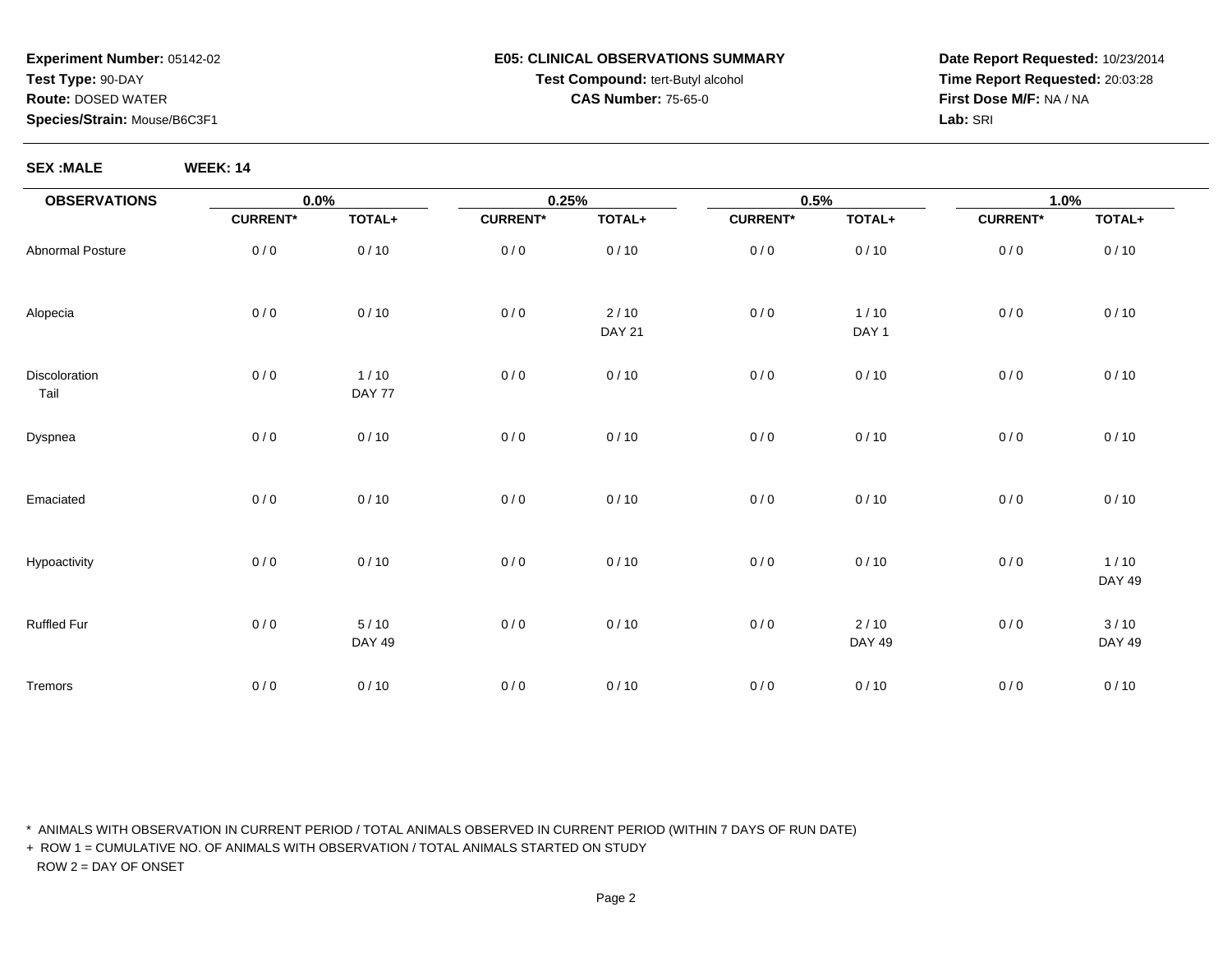**Experiment Number:** 05142-02
**Test Type:** 90-DAY
**Route:** DOSED WATER
**Species/Strain:** Mouse/B6C3F1

**E05: CLINICAL OBSERVATIONS SUMMARY**
**Test Compound:** tert-Butyl alcohol
**CAS Number:** 75-65-0

**Date Report Requested:** 10/23/2014
**Time Report Requested:** 20:03:28
**First Dose M/F:** NA / NA
**Lab:** SRI

**SEX :MALE** **WEEK: 14**

| OBSERVATIONS | 0.0% | | 0.25% | | 0.5% | | 1.0% | |
|---|---|---|---|---|---|---|---|---|
| | CURRENT* | TOTAL+ | CURRENT* | TOTAL+ | CURRENT* | TOTAL+ | CURRENT* | TOTAL+ |
| Abnormal Posture | 0 / 0 | 0 / 10 | 0 / 0 | 0 / 10 | 0 / 0 | 0 / 10 | 0 / 0 | 0 / 10 |
| Alopecia | 0 / 0 | 0 / 10 | 0 / 0 | 2 / 10<br>DAY 21 | 0 / 0 | 1 / 10<br>DAY 1 | 0 / 0 | 0 / 10 |
| Discoloration<br>Tail | 0 / 0 | 1 / 10<br>DAY 77 | 0 / 0 | 0 / 10 | 0 / 0 | 0 / 10 | 0 / 0 | 0 / 10 |
| Dyspnea | 0 / 0 | 0 / 10 | 0 / 0 | 0 / 10 | 0 / 0 | 0 / 10 | 0 / 0 | 0 / 10 |
| Emaciated | 0 / 0 | 0 / 10 | 0 / 0 | 0 / 10 | 0 / 0 | 0 / 10 | 0 / 0 | 0 / 10 |
| Hypoactivity | 0 / 0 | 0 / 10 | 0 / 0 | 0 / 10 | 0 / 0 | 0 / 10 | 0 / 0 | 1 / 10<br>DAY 49 |
| Ruffled Fur | 0 / 0 | 5 / 10<br>DAY 49 | 0 / 0 | 0 / 10 | 0 / 0 | 2 / 10<br>DAY 49 | 0 / 0 | 3 / 10<br>DAY 49 |
| Tremors | 0 / 0 | 0 / 10 | 0 / 0 | 0 / 10 | 0 / 0 | 0 / 10 | 0 / 0 | 0 / 10 |

* ANIMALS WITH OBSERVATION IN CURRENT PERIOD / TOTAL ANIMALS OBSERVED IN CURRENT PERIOD (WITHIN 7 DAYS OF RUN DATE)

+ ROW 1 = CUMULATIVE NO. OF ANIMALS WITH OBSERVATION / TOTAL ANIMALS STARTED ON STUDY
ROW 2 = DAY OF ONSET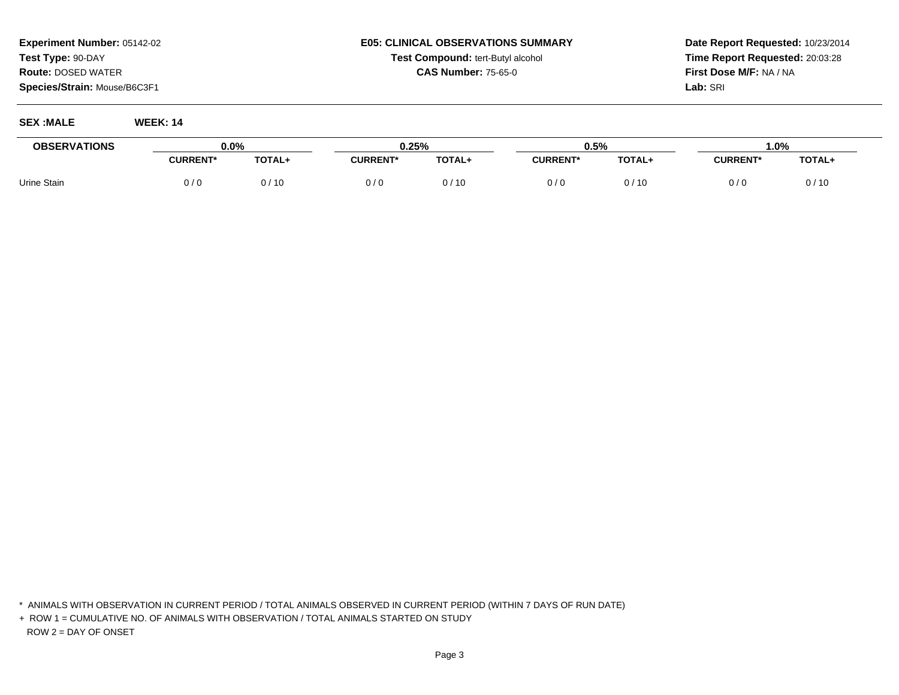**Experiment Number:** 05142-02
**Test Type:** 90-DAY
**Route:** DOSED WATER
**Species/Strain:** Mouse/B6C3F1

**E05: CLINICAL OBSERVATIONS SUMMARY**
**Test Compound:** tert-Butyl alcohol
**CAS Number:** 75-65-0

**Date Report Requested:** 10/23/2014
**Time Report Requested:** 20:03:28
**First Dose M/F:** NA / NA
**Lab:** SRI

**SEX :MALE** **WEEK: 14**

| OBSERVATIONS | 0.0% | | 0.25% | | 0.5% | | 1.0% | |
|---|---|---|---|---|---|---|---|---|
| | CURRENT* | TOTAL+ | CURRENT* | TOTAL+ | CURRENT* | TOTAL+ | CURRENT* | TOTAL+ |
| Urine Stain | 0 / 0 | 0 / 10 | 0 / 0 | 0 / 10 | 0 / 0 | 0 / 10 | 0 / 0 | 0 / 10 |

\* ANIMALS WITH OBSERVATION IN CURRENT PERIOD / TOTAL ANIMALS OBSERVED IN CURRENT PERIOD (WITHIN 7 DAYS OF RUN DATE)

\+ ROW 1 = CUMULATIVE NO. OF ANIMALS WITH OBSERVATION / TOTAL ANIMALS STARTED ON STUDY
ROW 2 = DAY OF ONSET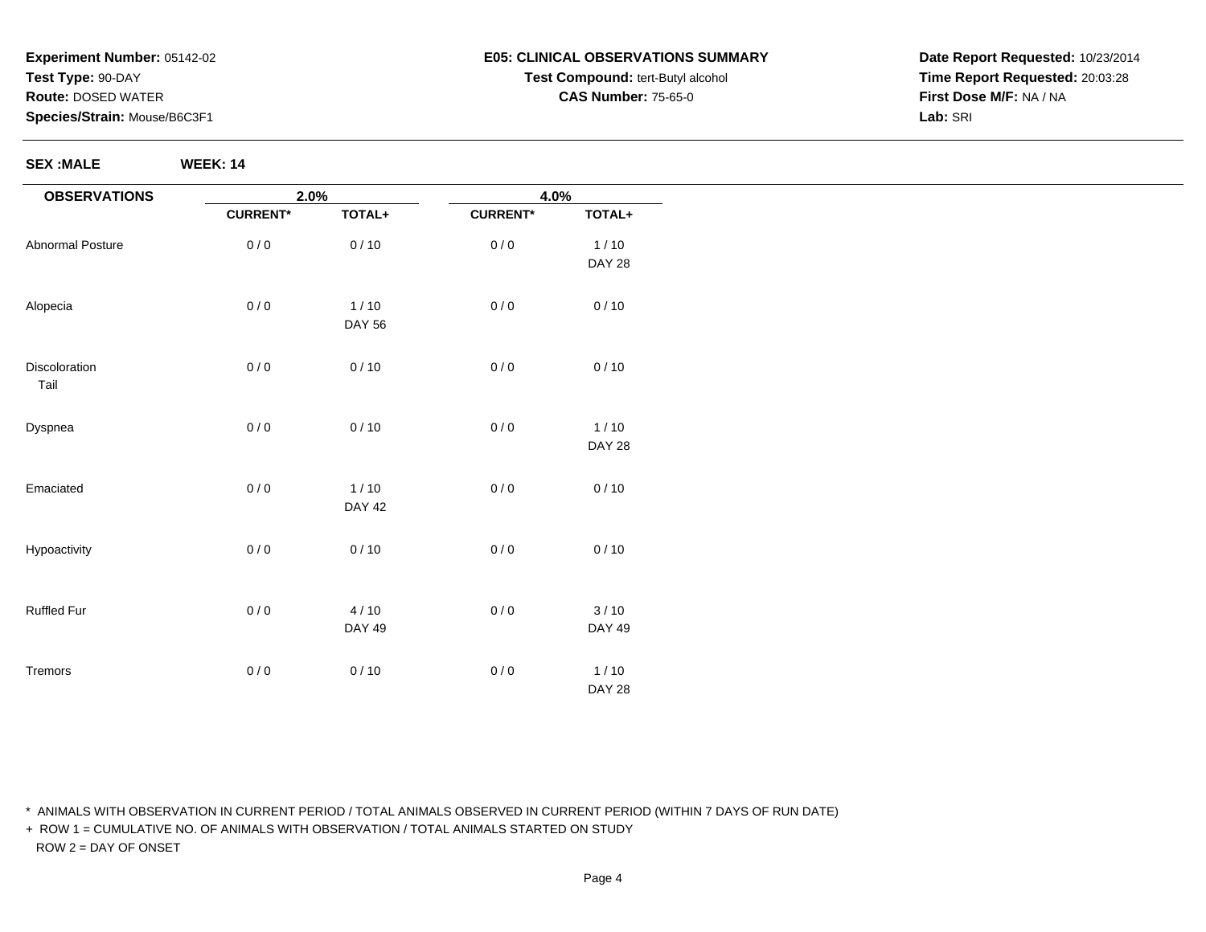**Experiment Number:** 05142-02
**Test Type:** 90-DAY
**Route:** DOSED WATER
**Species/Strain:** Mouse/B6C3F1

**E05: CLINICAL OBSERVATIONS SUMMARY**
**Test Compound:** tert-Butyl alcohol
**CAS Number:** 75-65-0

**Date Report Requested:** 10/23/2014
**Time Report Requested:** 20:03:28
**First Dose M/F:** NA / NA
**Lab:** SRI

**SEX :MALE** **WEEK: 14**

| OBSERVATIONS | 2.0% | | 4.0% | |
|---|---|---|---|---|
| | CURRENT* | TOTAL+ | CURRENT* | TOTAL+ |
| Abnormal Posture | 0 / 0 | 0 / 10 | 0 / 0 | 1 / 10<br>DAY 28 |
| Alopecia | 0 / 0 | 1 / 10<br>DAY 56 | 0 / 0 | 0 / 10 |
| Discoloration<br>Tail | 0 / 0 | 0 / 10 | 0 / 0 | 0 / 10 |
| Dyspnea | 0 / 0 | 0 / 10 | 0 / 0 | 1 / 10<br>DAY 28 |
| Emaciated | 0 / 0 | 1 / 10<br>DAY 42 | 0 / 0 | 0 / 10 |
| Hypoactivity | 0 / 0 | 0 / 10 | 0 / 0 | 0 / 10 |
| Ruffled Fur | 0 / 0 | 4 / 10<br>DAY 49 | 0 / 0 | 3 / 10<br>DAY 49 |
| Tremors | 0 / 0 | 0 / 10 | 0 / 0 | 1 / 10<br>DAY 28 |

* ANIMALS WITH OBSERVATION IN CURRENT PERIOD / TOTAL ANIMALS OBSERVED IN CURRENT PERIOD (WITHIN 7 DAYS OF RUN DATE)
+ ROW 1 = CUMULATIVE NO. OF ANIMALS WITH OBSERVATION / TOTAL ANIMALS STARTED ON STUDY
ROW 2 = DAY OF ONSET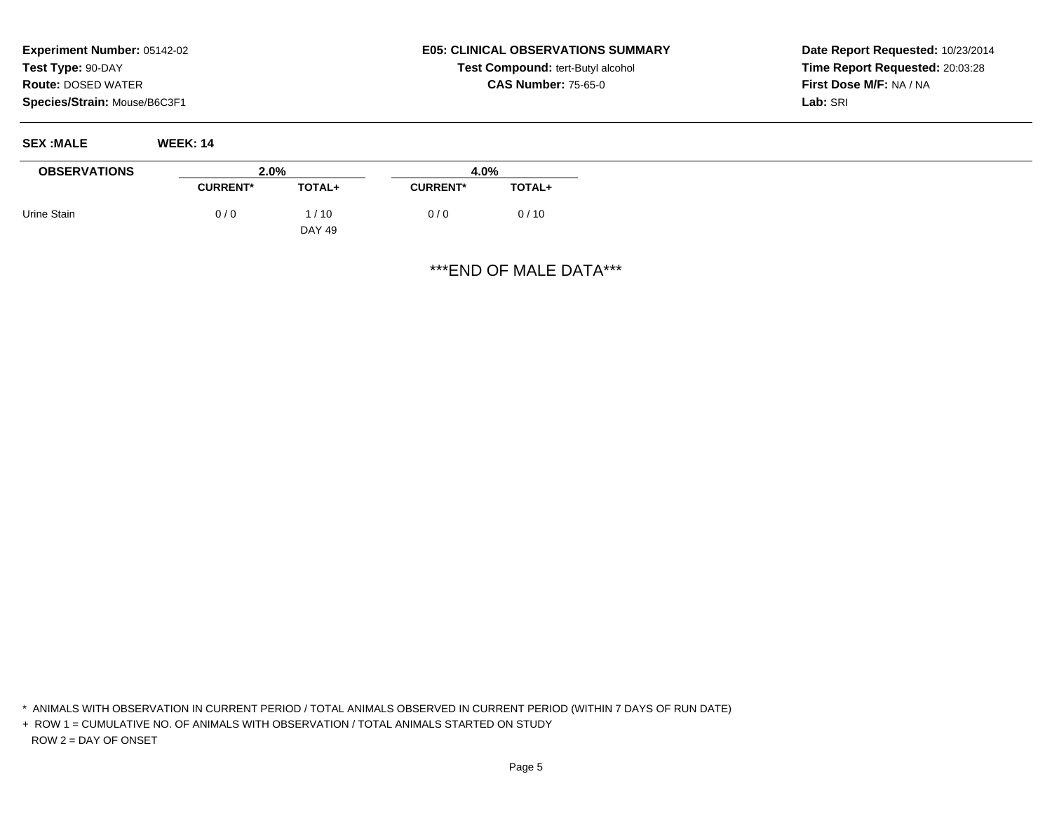**Experiment Number:** 05142-02
**Test Type:** 90-DAY
**Route:** DOSED WATER
**Species/Strain:** Mouse/B6C3F1

**E05: CLINICAL OBSERVATIONS SUMMARY**
**Test Compound:** tert-Butyl alcohol
**CAS Number:** 75-65-0

**Date Report Requested:** 10/23/2014
**Time Report Requested:** 20:03:28
**First Dose M/F:** NA / NA
**Lab:** SRI

**SEX :MALE** **WEEK: 14**

| OBSERVATIONS | 2.0% | | 4.0% | |
|---|---|---|---|---|
| | CURRENT* | TOTAL+ | CURRENT* | TOTAL+ |
| Urine Stain | 0 / 0 | 1 / 10 | 0 / 0 | 0 / 10 |
| | | DAY 49 | | |

***END OF MALE DATA***

\* ANIMALS WITH OBSERVATION IN CURRENT PERIOD / TOTAL ANIMALS OBSERVED IN CURRENT PERIOD (WITHIN 7 DAYS OF RUN DATE)
\+ ROW 1 = CUMULATIVE NO. OF ANIMALS WITH OBSERVATION / TOTAL ANIMALS STARTED ON STUDY
ROW 2 = DAY OF ONSET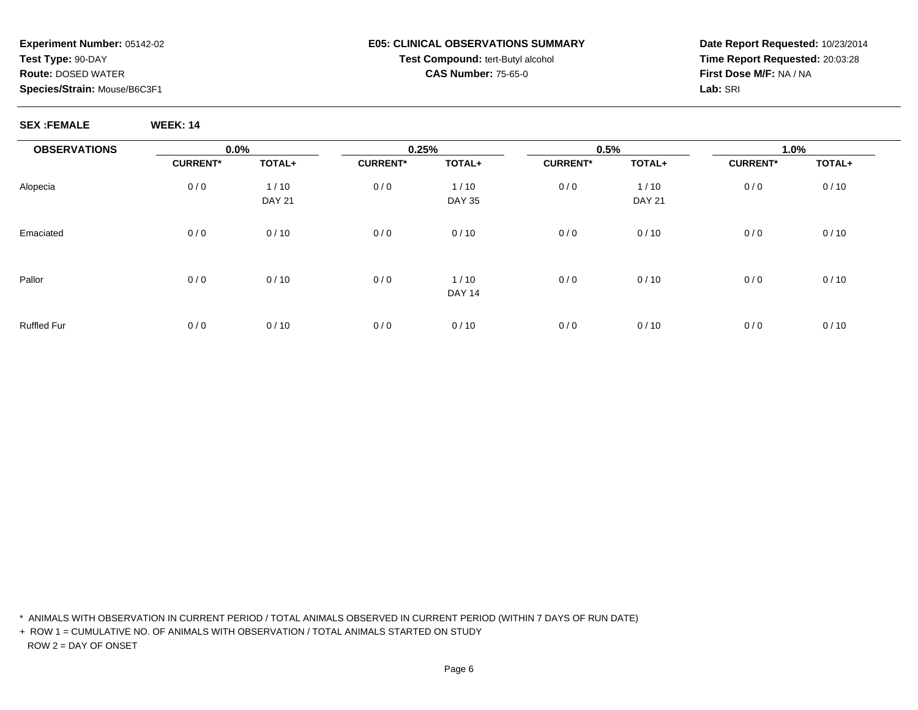**Experiment Number:** 05142-02
**Test Type:** 90-DAY
**Route:** DOSED WATER
**Species/Strain:** Mouse/B6C3F1

**E05: CLINICAL OBSERVATIONS SUMMARY**
**Test Compound:** tert-Butyl alcohol
**CAS Number:** 75-65-0

**Date Report Requested:** 10/23/2014
**Time Report Requested:** 20:03:28
**First Dose M/F:** NA / NA
**Lab:** SRI

**SEX :FEMALE** **WEEK: 14**

| OBSERVATIONS | 0.0% | | 0.25% | | 0.5% | | 1.0% | |
|---|---|---|---|---|---|---|---|---|
| | CURRENT* | TOTAL+ | CURRENT* | TOTAL+ | CURRENT* | TOTAL+ | CURRENT* | TOTAL+ |
| Alopecia | 0 / 0 | 1 / 10<br>DAY 21 | 0 / 0 | 1 / 10<br>DAY 35 | 0 / 0 | 1 / 10<br>DAY 21 | 0 / 0 | 0 / 10 |
| Emaciated | 0 / 0 | 0 / 10 | 0 / 0 | 0 / 10 | 0 / 0 | 0 / 10 | 0 / 0 | 0 / 10 |
| Pallor | 0 / 0 | 0 / 10 | 0 / 0 | 1 / 10<br>DAY 14 | 0 / 0 | 0 / 10 | 0 / 0 | 0 / 10 |
| Ruffled Fur | 0 / 0 | 0 / 10 | 0 / 0 | 0 / 10 | 0 / 0 | 0 / 10 | 0 / 0 | 0 / 10 |

* ANIMALS WITH OBSERVATION IN CURRENT PERIOD / TOTAL ANIMALS OBSERVED IN CURRENT PERIOD (WITHIN 7 DAYS OF RUN DATE)

+ ROW 1 = CUMULATIVE NO. OF ANIMALS WITH OBSERVATION / TOTAL ANIMALS STARTED ON STUDY
  ROW 2 = DAY OF ONSET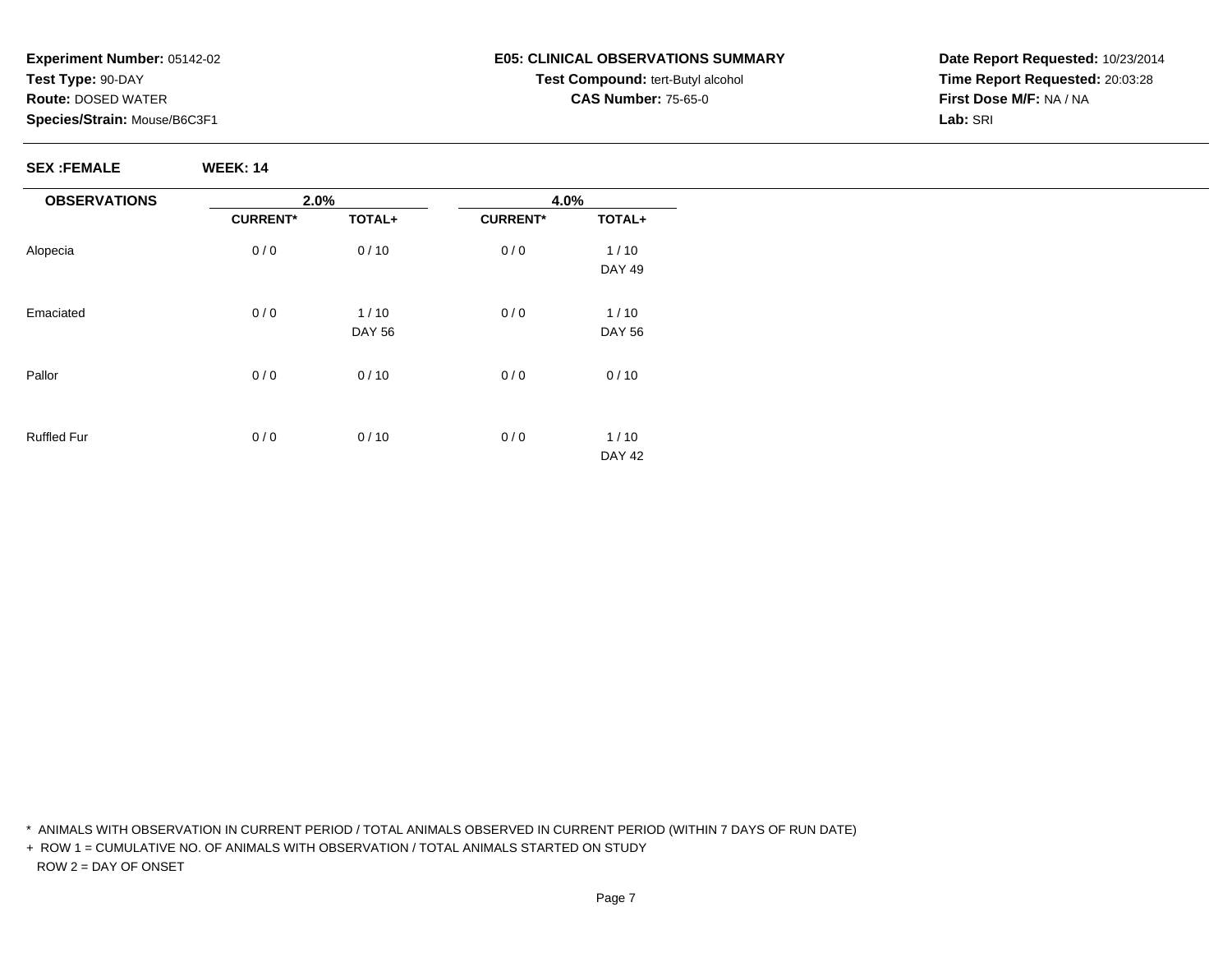**Experiment Number:** 05142-02
**Test Type:** 90-DAY
**Route:** DOSED WATER
**Species/Strain:** Mouse/B6C3F1

**E05: CLINICAL OBSERVATIONS SUMMARY**
**Test Compound:** tert-Butyl alcohol
**CAS Number:** 75-65-0

**Date Report Requested:** 10/23/2014
**Time Report Requested:** 20:03:28
**First Dose M/F:** NA / NA
**Lab:** SRI

**SEX :FEMALE** **WEEK: 14**

| OBSERVATIONS | 2.0% | | 4.0% | |
|---|---|---|---|---|
| | **CURRENT*** | **TOTAL+** | **CURRENT*** | **TOTAL+** |
| Alopecia | 0 / 0 | 0 / 10 | 0 / 0 | 1 / 10 |
| | | | | DAY 49 |
| Emaciated | 0 / 0 | 1 / 10 | 0 / 0 | 1 / 10 |
| | | DAY 56 | | DAY 56 |
| Pallor | 0 / 0 | 0 / 10 | 0 / 0 | 0 / 10 |
| Ruffled Fur | 0 / 0 | 0 / 10 | 0 / 0 | 1 / 10 |
| | | | | DAY 42 |

\* ANIMALS WITH OBSERVATION IN CURRENT PERIOD / TOTAL ANIMALS OBSERVED IN CURRENT PERIOD (WITHIN 7 DAYS OF RUN DATE)

\+ ROW 1 = CUMULATIVE NO. OF ANIMALS WITH OBSERVATION / TOTAL ANIMALS STARTED ON STUDY

ROW 2 = DAY OF ONSET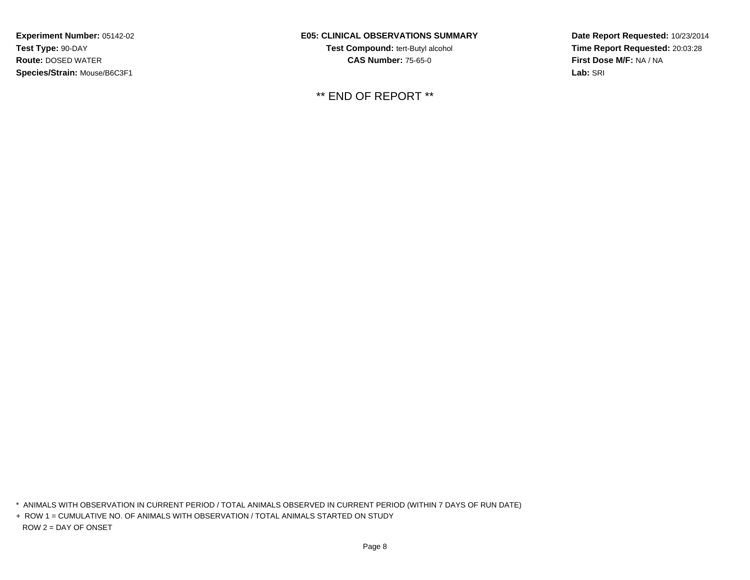**Experiment Number:** 05142-02
**Test Type:** 90-DAY
**Route:** DOSED WATER
**Species/Strain:** Mouse/B6C3F1

**E05: CLINICAL OBSERVATIONS SUMMARY**
**Test Compound:** tert-Butyl alcohol
**CAS Number:** 75-65-0

**Date Report Requested:** 10/23/2014
**Time Report Requested:** 20:03:28
**First Dose M/F:** NA / NA
**Lab:** SRI

** END OF REPORT **

* ANIMALS WITH OBSERVATION IN CURRENT PERIOD / TOTAL ANIMALS OBSERVED IN CURRENT PERIOD (WITHIN 7 DAYS OF RUN DATE)

+ ROW 1 = CUMULATIVE NO. OF ANIMALS WITH OBSERVATION / TOTAL ANIMALS STARTED ON STUDY
ROW 2 = DAY OF ONSET